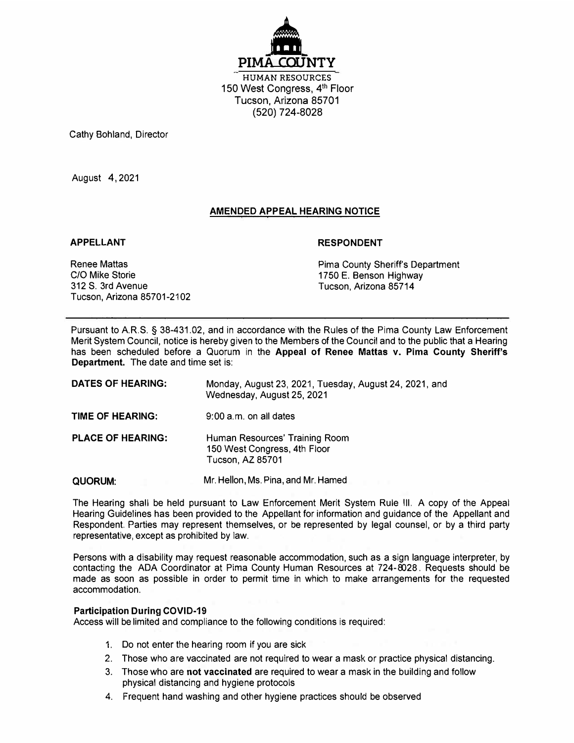**PIMA COUNTY**

HUMAN RESOURCES
150 West Congress, 4th Floor
Tucson, Arizona 85701
(520) 724-8028

Cathy Bohland, Director

August 4, 2021

## AMENDED APPEAL HEARING NOTICE

**APPELLANT**

Renee Mattas
C/O Mike Storie
312 S. 3rd Avenue
Tucson, Arizona 85701-2102

**RESPONDENT**

Pima County Sheriff's Department
1750 E. Benson Highway
Tucson, Arizona 85714

---

Pursuant to A.R.S. § 38-431.02, and in accordance with the Rules of the Pima County Law Enforcement Merit System Council, notice is hereby given to the Members of the Council and to the public that a Hearing has been scheduled before a Quorum in the **Appeal of Renee Mattas v. Pima County Sheriff's Department.** The date and time set is:

**DATES OF HEARING:** Monday, August 23, 2021, Tuesday, August 24, 2021, and Wednesday, August 25, 2021

**TIME OF HEARING:** 9:00 a.m. on all dates

**PLACE OF HEARING:** Human Resources' Training Room
150 West Congress, 4th Floor
Tucson, AZ 85701

**QUORUM:** Mr. Hellon, Ms. Pina, and Mr. Hamed

The Hearing shall be held pursuant to Law Enforcement Merit System Rule III. A copy of the Appeal Hearing Guidelines has been provided to the Appellant for information and guidance of the Appellant and Respondent. Parties may represent themselves, or be represented by legal counsel, or by a third party representative, except as prohibited by law.

Persons with a disability may request reasonable accommodation, such as a sign language interpreter, by contacting the ADA Coordinator at Pima County Human Resources at 724-8028. Requests should be made as soon as possible in order to permit time in which to make arrangements for the requested accommodation.

**Participation During COVID-19**

Access will be limited and compliance to the following conditions is required:

1. Do not enter the hearing room if you are sick
2. Those who are vaccinated are not required to wear a mask or practice physical distancing.
3. Those who are **not vaccinated** are required to wear a mask in the building and follow physical distancing and hygiene protocols
4. Frequent hand washing and other hygiene practices should be observed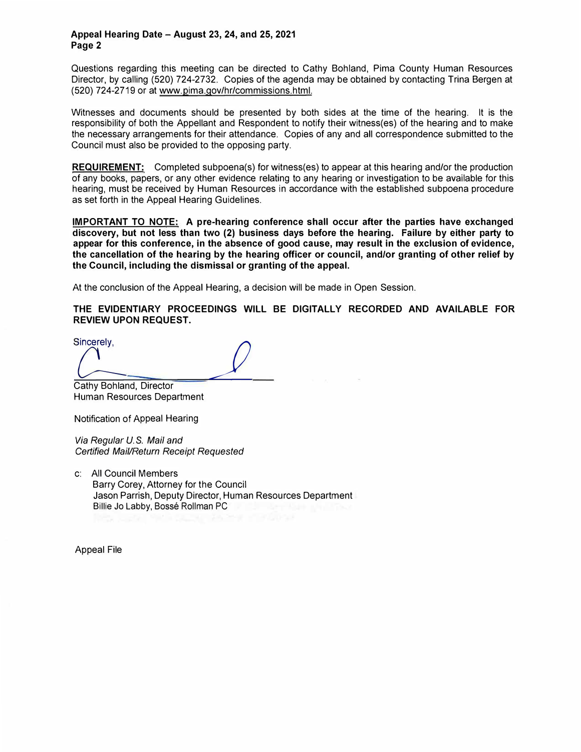Questions regarding this meeting can be directed to Cathy Bohland, Pima County Human Resources Director, by calling (520) 724-2732. Copies of the agenda may be obtained by contacting Trina Bergen at (520) 724-2719 or at www.pima.gov/hr/commissions.html.

Witnesses and documents should be presented by both sides at the time of the hearing. It is the responsibility of both the Appellant and Respondent to notify their witness(es) of the hearing and to make the necessary arrangements for their attendance. Copies of any and all correspondence submitted to the Council must also be provided to the opposing party.

**REQUIREMENT:** Completed subpoena(s) for witness(es) to appear at this hearing and/or the production of any books, papers, or any other evidence relating to any hearing or investigation to be available for this hearing, must be received by Human Resources in accordance with the established subpoena procedure as set forth in the Appeal Hearing Guidelines.

**IMPORTANT TO NOTE: A pre-hearing conference shall occur after the parties have exchanged discovery, but not less than two (2) business days before the hearing. Failure by either party to appear for this conference, in the absence of good cause, may result in the exclusion of evidence, the cancellation of the hearing by the hearing officer or council, and/or granting of other relief by the Council, including the dismissal or granting of the appeal.**

At the conclusion of the Appeal Hearing, a decision will be made in Open Session.

**THE EVIDENTIARY PROCEEDINGS WILL BE DIGITALLY RECORDED AND AVAILABLE FOR REVIEW UPON REQUEST.**

Sincerely,

Cathy Bohland, Director
Human Resources Department

Notification of Appeal Hearing

*Via Regular U.S. Mail and*
*Certified Mail/Return Receipt Requested*

c: All Council Members
Barry Corey, Attorney for the Council
Jason Parrish, Deputy Director, Human Resources Department
Billie Jo Labby, Bossé Rollman PC

Appeal File